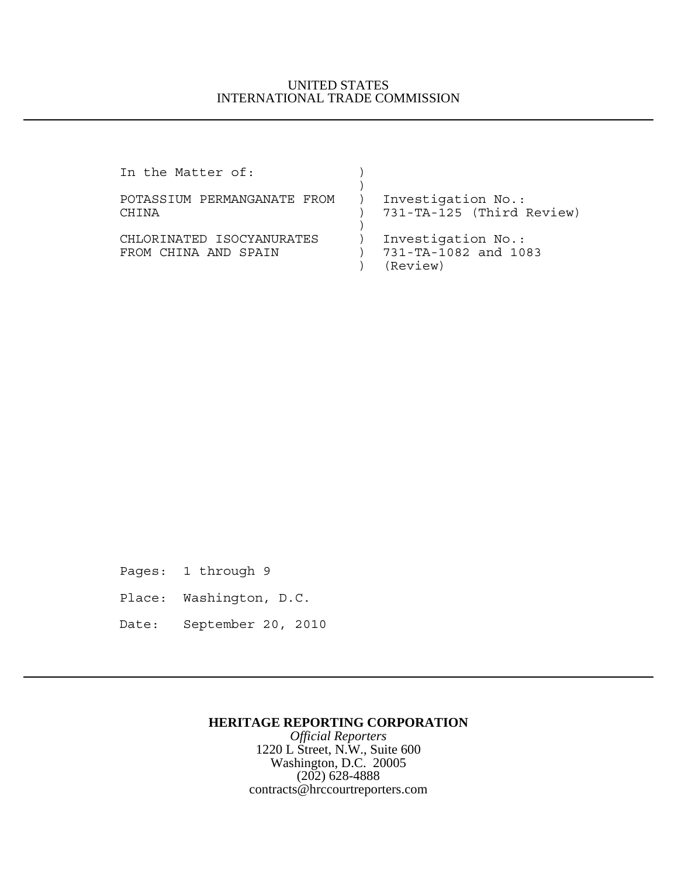UNITED STATES
INTERNATIONAL TRADE COMMISSION

---

```
In the Matter of:              )
                               )
POTASSIUM PERMANGANATE FROM    )  Investigation No.:
CHINA                          )  731-TA-125 (Third Review)
                               )
CHLORINATED ISOCYANURATES      )  Investigation No.:
FROM CHINA AND SPAIN           )  731-TA-1082 and 1083
                               )  (Review)
```

Pages: 1 through 9

Place: Washington, D.C.

Date: September 20, 2010

---

**HERITAGE REPORTING CORPORATION**
*Official Reporters*
1220 L Street, N.W., Suite 600
Washington, D.C. 20005
(202) 628-4888
contracts@hrccourtreporters.com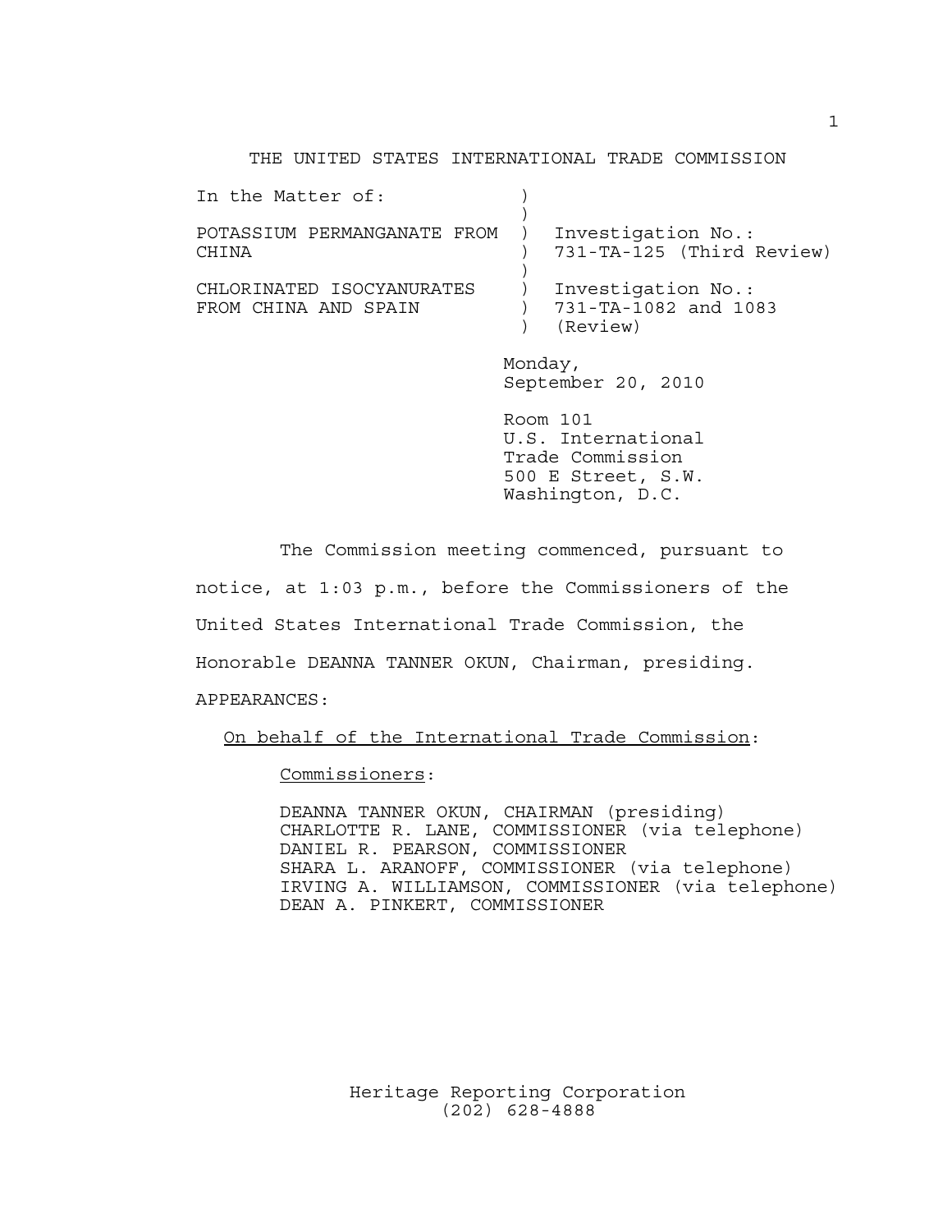THE UNITED STATES INTERNATIONAL TRADE COMMISSION

| In the Matter of: | ) | |
|---|---|---|
| | ) | |
| POTASSIUM PERMANGANATE FROM CHINA | ) | Investigation No.: 731-TA-125 (Third Review) |
| | ) | |
| CHLORINATED ISOCYANURATES FROM CHINA AND SPAIN | ) | Investigation No.: 731-TA-1082 and 1083 (Review) |

Monday,
September 20, 2010

Room 101
U.S. International
Trade Commission
500 E Street, S.W.
Washington, D.C.

The Commission meeting commenced, pursuant to notice, at 1:03 p.m., before the Commissioners of the United States International Trade Commission, the Honorable DEANNA TANNER OKUN, Chairman, presiding.

APPEARANCES:

On behalf of the International Trade Commission:

Commissioners:

DEANNA TANNER OKUN, CHAIRMAN (presiding)
CHARLOTTE R. LANE, COMMISSIONER (via telephone)
DANIEL R. PEARSON, COMMISSIONER
SHARA L. ARANOFF, COMMISSIONER (via telephone)
IRVING A. WILLIAMSON, COMMISSIONER (via telephone)
DEAN A. PINKERT, COMMISSIONER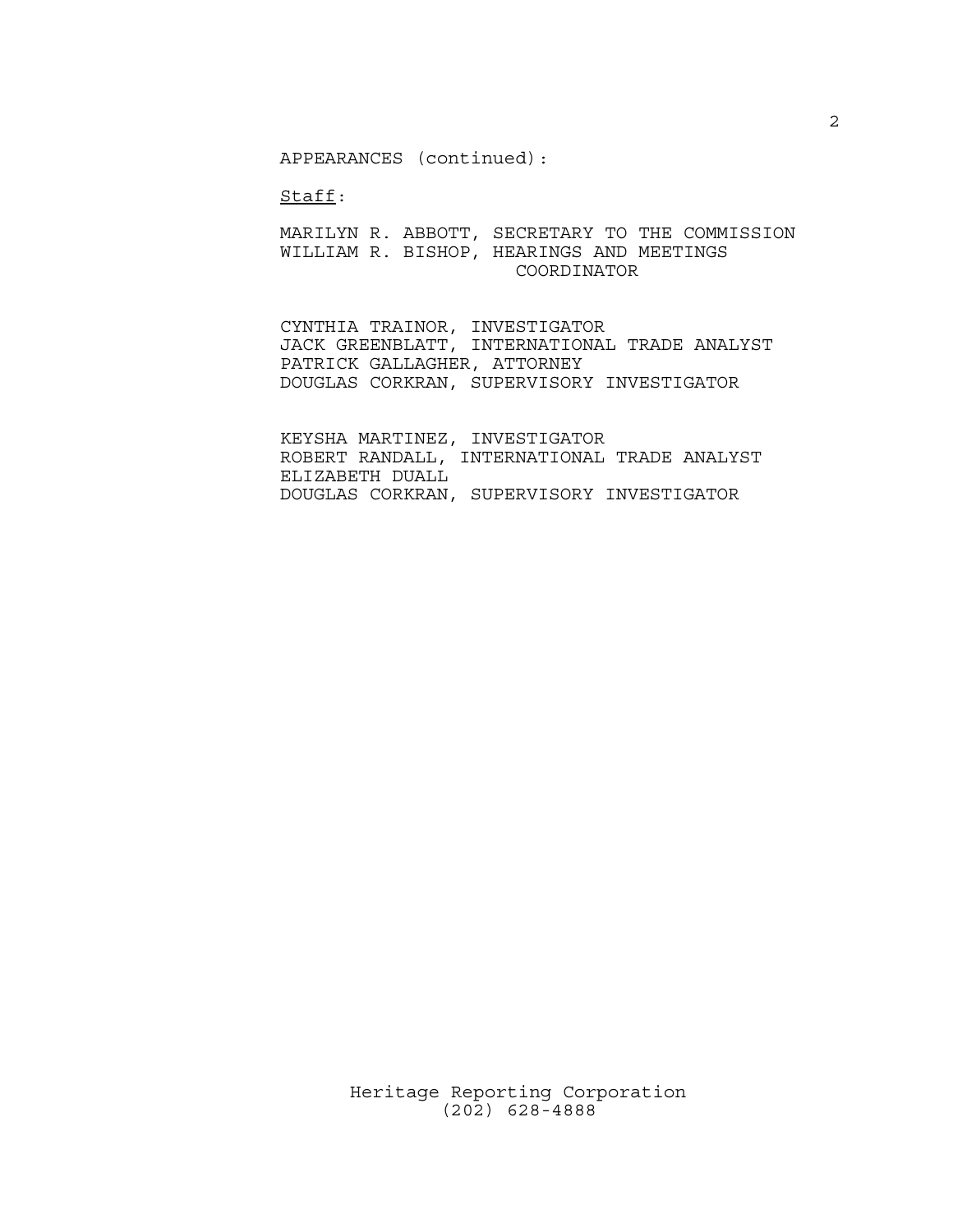APPEARANCES (continued):

Staff:

MARILYN R. ABBOTT, SECRETARY TO THE COMMISSION
WILLIAM R. BISHOP, HEARINGS AND MEETINGS COORDINATOR

CYNTHIA TRAINOR, INVESTIGATOR
JACK GREENBLATT, INTERNATIONAL TRADE ANALYST
PATRICK GALLAGHER, ATTORNEY
DOUGLAS CORKRAN, SUPERVISORY INVESTIGATOR

KEYSHA MARTINEZ, INVESTIGATOR
ROBERT RANDALL, INTERNATIONAL TRADE ANALYST
ELIZABETH DUALL
DOUGLAS CORKRAN, SUPERVISORY INVESTIGATOR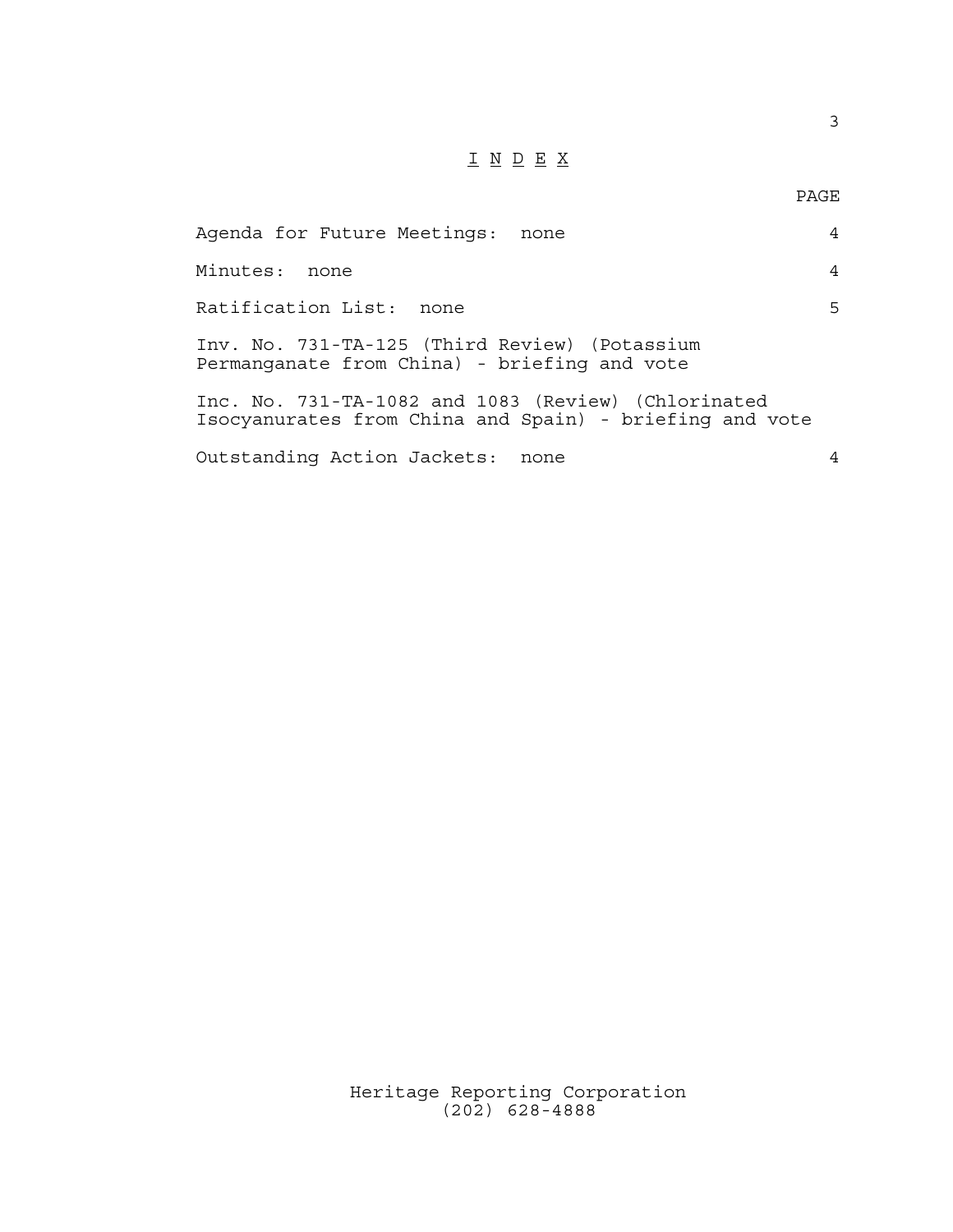# I N D E X

| | PAGE |
|---|---|
| Agenda for Future Meetings: none | 4 |
| Minutes: none | 4 |
| Ratification List: none | 5 |
| Inv. No. 731-TA-125 (Third Review) (Potassium Permanganate from China) - briefing and vote | |
| Inc. No. 731-TA-1082 and 1083 (Review) (Chlorinated Isocyanurates from China and Spain) - briefing and vote | |
| Outstanding Action Jackets: none | 4 |

Heritage Reporting Corporation
(202) 628-4888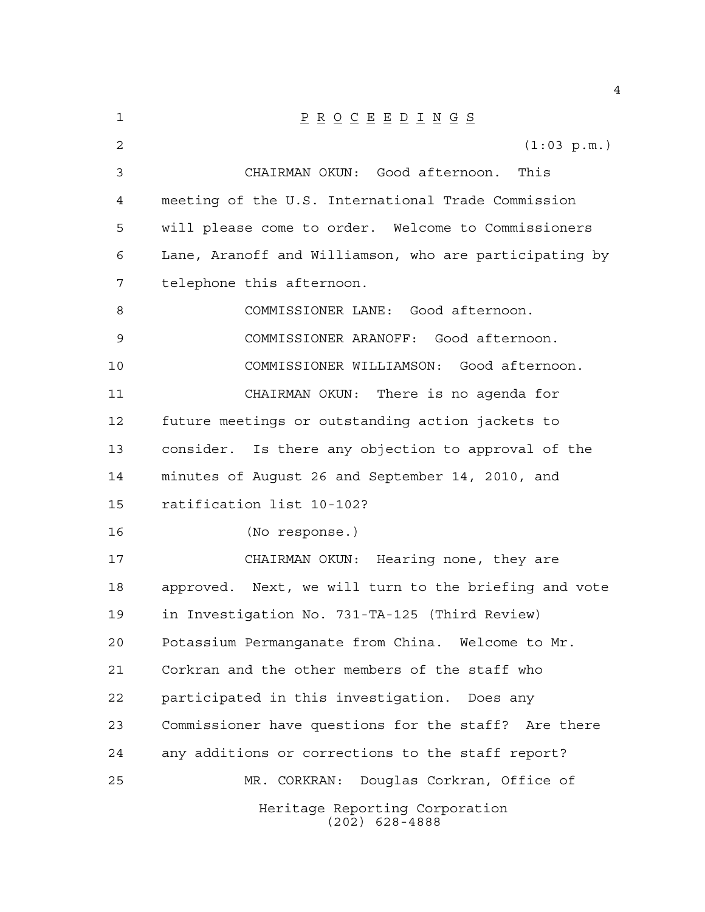P R O C E E D I N G S

(1:03 p.m.)

CHAIRMAN OKUN: Good afternoon. This meeting of the U.S. International Trade Commission will please come to order. Welcome to Commissioners Lane, Aranoff and Williamson, who are participating by telephone this afternoon.

COMMISSIONER LANE: Good afternoon.

COMMISSIONER ARANOFF: Good afternoon.

COMMISSIONER WILLIAMSON: Good afternoon.

CHAIRMAN OKUN: There is no agenda for future meetings or outstanding action jackets to consider. Is there any objection to approval of the minutes of August 26 and September 14, 2010, and ratification list 10-102?

(No response.)

CHAIRMAN OKUN: Hearing none, they are approved. Next, we will turn to the briefing and vote in Investigation No. 731-TA-125 (Third Review) Potassium Permanganate from China. Welcome to Mr. Corkran and the other members of the staff who participated in this investigation. Does any Commissioner have questions for the staff? Are there any additions or corrections to the staff report?

MR. CORKRAN: Douglas Corkran, Office of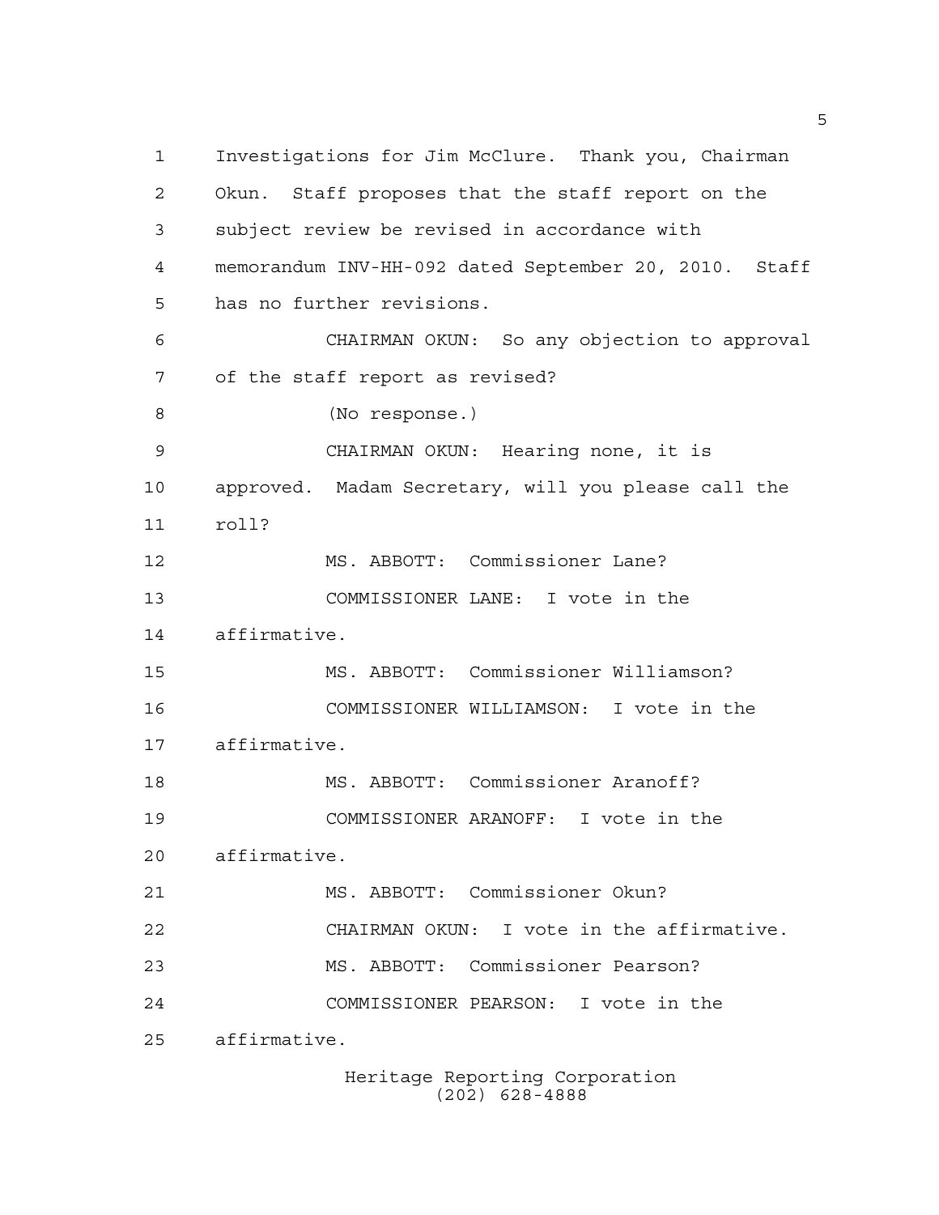Investigations for Jim McClure. Thank you, Chairman Okun. Staff proposes that the staff report on the subject review be revised in accordance with memorandum INV-HH-092 dated September 20, 2010. Staff has no further revisions.

CHAIRMAN OKUN: So any objection to approval of the staff report as revised?

(No response.)

CHAIRMAN OKUN: Hearing none, it is approved. Madam Secretary, will you please call the roll?

MS. ABBOTT: Commissioner Lane?

COMMISSIONER LANE: I vote in the affirmative.

MS. ABBOTT: Commissioner Williamson?

COMMISSIONER WILLIAMSON: I vote in the affirmative.

MS. ABBOTT: Commissioner Aranoff?

COMMISSIONER ARANOFF: I vote in the affirmative.

MS. ABBOTT: Commissioner Okun?

CHAIRMAN OKUN: I vote in the affirmative.

MS. ABBOTT: Commissioner Pearson?

COMMISSIONER PEARSON: I vote in the affirmative.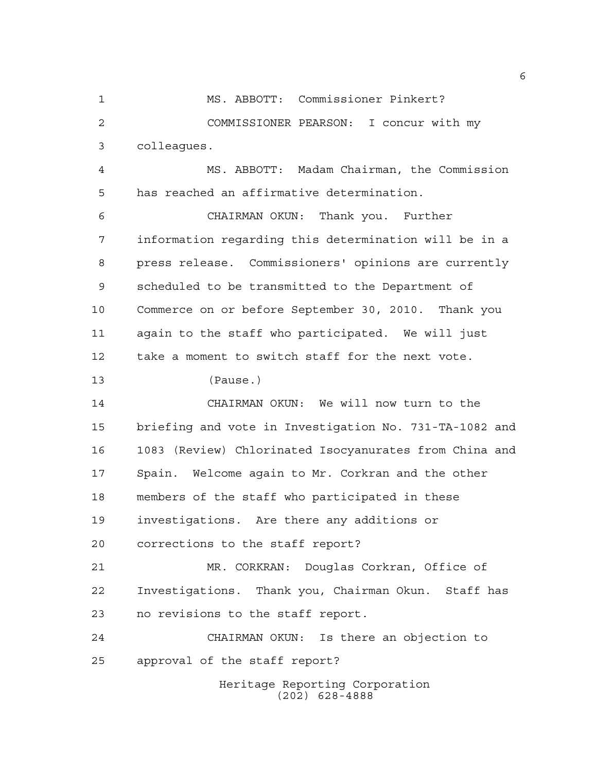MS. ABBOTT: Commissioner Pinkert?

COMMISSIONER PEARSON: I concur with my colleagues.

MS. ABBOTT: Madam Chairman, the Commission has reached an affirmative determination.

CHAIRMAN OKUN: Thank you. Further information regarding this determination will be in a press release. Commissioners' opinions are currently scheduled to be transmitted to the Department of Commerce on or before September 30, 2010. Thank you again to the staff who participated. We will just take a moment to switch staff for the next vote.

(Pause.)

CHAIRMAN OKUN: We will now turn to the briefing and vote in Investigation No. 731-TA-1082 and 1083 (Review) Chlorinated Isocyanurates from China and Spain. Welcome again to Mr. Corkran and the other members of the staff who participated in these investigations. Are there any additions or corrections to the staff report?

MR. CORKRAN: Douglas Corkran, Office of Investigations. Thank you, Chairman Okun. Staff has no revisions to the staff report.

CHAIRMAN OKUN: Is there an objection to approval of the staff report?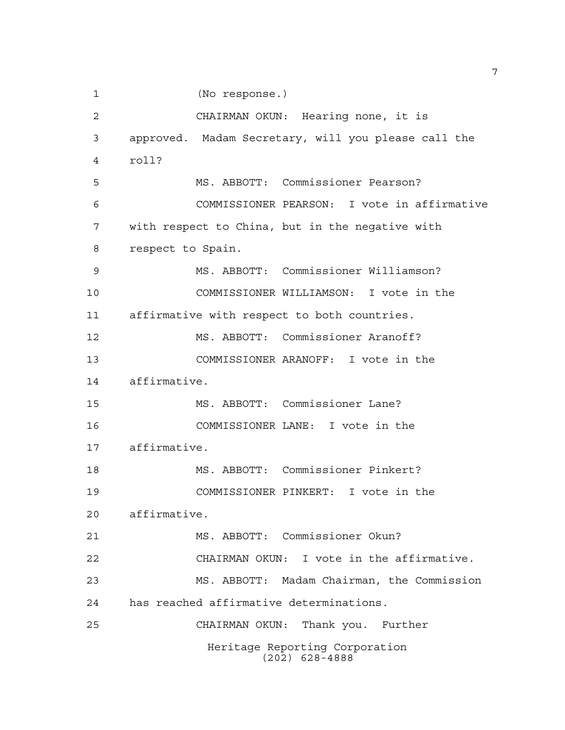(No response.)

CHAIRMAN OKUN: Hearing none, it is approved. Madam Secretary, will you please call the roll?

MS. ABBOTT: Commissioner Pearson?

COMMISSIONER PEARSON: I vote in affirmative with respect to China, but in the negative with respect to Spain.

MS. ABBOTT: Commissioner Williamson?

COMMISSIONER WILLIAMSON: I vote in the affirmative with respect to both countries.

MS. ABBOTT: Commissioner Aranoff?

COMMISSIONER ARANOFF: I vote in the affirmative.

MS. ABBOTT: Commissioner Lane?

COMMISSIONER LANE: I vote in the affirmative.

MS. ABBOTT: Commissioner Pinkert?

COMMISSIONER PINKERT: I vote in the affirmative.

MS. ABBOTT: Commissioner Okun?

CHAIRMAN OKUN: I vote in the affirmative.

MS. ABBOTT: Madam Chairman, the Commission has reached affirmative determinations.

CHAIRMAN OKUN: Thank you. Further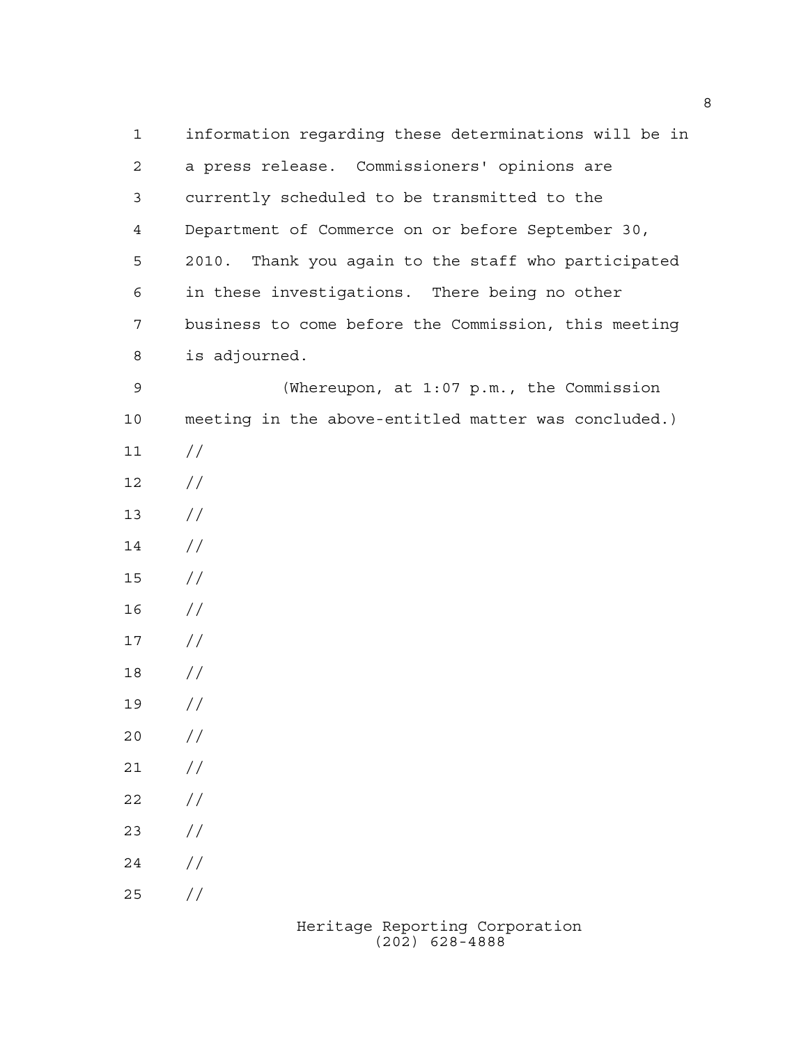information regarding these determinations will be in a press release. Commissioners' opinions are currently scheduled to be transmitted to the Department of Commerce on or before September 30, 2010. Thank you again to the staff who participated in these investigations. There being no other business to come before the Commission, this meeting is adjourned.

(Whereupon, at 1:07 p.m., the Commission meeting in the above-entitled matter was concluded.)

//

//

//

//

//

//

//

//

//

//

//

//

//

//

//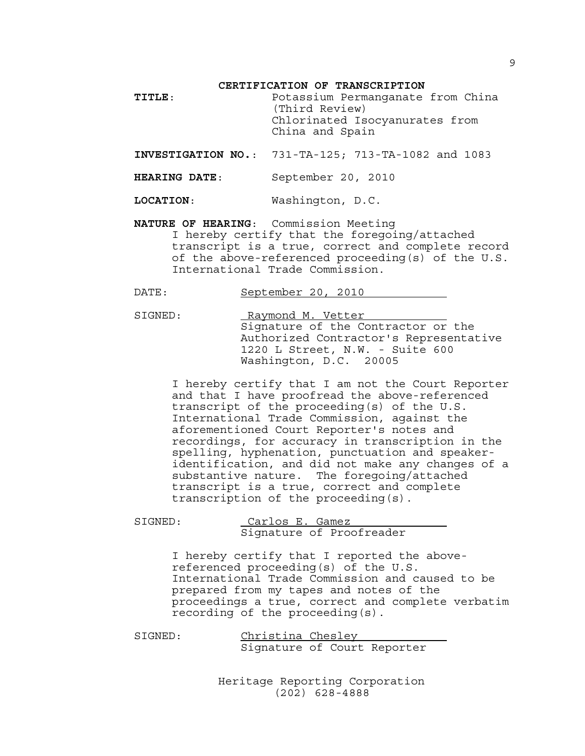## CERTIFICATION OF TRANSCRIPTION

**TITLE**: Potassium Permanganate from China (Third Review)
Chlorinated Isocyanurates from China and Spain

**INVESTIGATION NO.**: 731-TA-125; 713-TA-1082 and 1083

**HEARING DATE**: September 20, 2010

**LOCATION**: Washington, D.C.

**NATURE OF HEARING**: Commission Meeting

I hereby certify that the foregoing/attached transcript is a true, correct and complete record of the above-referenced proceeding(s) of the U.S. International Trade Commission.

DATE: September 20, 2010

SIGNED: Raymond M. Vetter
Signature of the Contractor or the Authorized Contractor's Representative
1220 L Street, N.W. - Suite 600
Washington, D.C. 20005

I hereby certify that I am not the Court Reporter and that I have proofread the above-referenced transcript of the proceeding(s) of the U.S. International Trade Commission, against the aforementioned Court Reporter's notes and recordings, for accuracy in transcription in the spelling, hyphenation, punctuation and speaker-identification, and did not make any changes of a substantive nature. The foregoing/attached transcript is a true, correct and complete transcription of the proceeding(s).

SIGNED: Carlos E. Gamez
Signature of Proofreader

I hereby certify that I reported the above-referenced proceeding(s) of the U.S. International Trade Commission and caused to be prepared from my tapes and notes of the proceedings a true, correct and complete verbatim recording of the proceeding(s).

SIGNED: Christina Chesley
Signature of Court Reporter

Heritage Reporting Corporation
(202) 628-4888